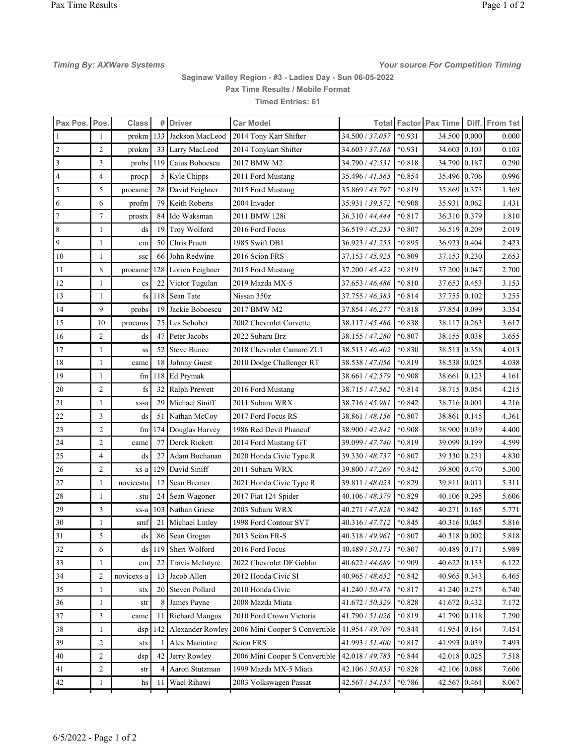*Timing By: AXWare Systems*

*Your source For Competition Timing*

**Saginaw Valley Region - #3 - Ladies Day - Sun 06-05-2022**

**Pax Time Results / Mobile Format**

**Timed Entries: 61**

| Pax Pos. | Pos. | Class | # | Driver | Car Model | Total | Factor | Pax Time | Diff. | From 1st |
|---|---|---|---|---|---|---|---|---|---|---|
| 1 | 1 | prokm | 133 | Jackson MacLeod | 2014 Tony Kart Shifter | 34.500 / *37.057* | *0.931 | 34.500 | 0.000 | 0.000 |
| 2 | 2 | prokm | 33 | Larry MacLeod | 2014 Tonykart Shifter | 34.603 / *37.168* | *0.931 | 34.603 | 0.103 | 0.103 |
| 3 | 3 | probs | 119 | Caius Boboescu | 2017 BMW M2 | 34.790 / *42.531* | *0.818 | 34.790 | 0.187 | 0.290 |
| 4 | 4 | procp | 5 | Kyle Chipps | 2011 Ford Mustang | 35.496 / *41.565* | *0.854 | 35.496 | 0.706 | 0.996 |
| 5 | 5 | procamc | 28 | David Feighner | 2015 Ford Mustang | 35.869 / *43.797* | *0.819 | 35.869 | 0.373 | 1.369 |
| 6 | 6 | profm | 79 | Keith Roberts | 2004 Invader | 35.931 / *39.572* | *0.908 | 35.931 | 0.062 | 1.431 |
| 7 | 7 | prostx | 84 | Ido Waksman | 2011 BMW 128i | 36.310 / *44.444* | *0.817 | 36.310 | 0.379 | 1.810 |
| 8 | 1 | ds | 19 | Troy Wolford | 2016 Ford Focus | 36.519 / *45.253* | *0.807 | 36.519 | 0.209 | 2.019 |
| 9 | 1 | cm | 50 | Chris Pruett | 1985 Swift DB1 | 36.923 / *41.255* | *0.895 | 36.923 | 0.404 | 2.423 |
| 10 | 1 | ssc | 66 | John Redwine | 2016 Scion FRS | 37.153 / *45.925* | *0.809 | 37.153 | 0.230 | 2.653 |
| 11 | 8 | procamc | 128 | Lorien Feighner | 2015 Ford Mustang | 37.200 / *45.422* | *0.819 | 37.200 | 0.047 | 2.700 |
| 12 | 1 | cs | 22 | Victor Tugulan | 2019 Mazda MX-5 | 37.653 / *46.486* | *0.810 | 37.653 | 0.453 | 3.153 |
| 13 | 1 | fs | 118 | Sean Tate | Nissan 350z | 37.755 / *46.383* | *0.814 | 37.755 | 0.102 | 3.255 |
| 14 | 9 | probs | 19 | Jackie Boboescu | 2017 BMW M2 | 37.854 / *46.277* | *0.818 | 37.854 | 0.099 | 3.354 |
| 15 | 10 | procams | 75 | Les Schober | 2002 Chevrolet Corvette | 38.117 / *45.486* | *0.838 | 38.117 | 0.263 | 3.617 |
| 16 | 2 | ds | 47 | Peter Jacobs | 2022 Subaru Brz | 38.155 / *47.280* | *0.807 | 38.155 | 0.038 | 3.655 |
| 17 | 1 | ss | 52 | Steve Bunce | 2018 Chevrolet Camaro ZL1 | 38.513 / *46.402* | *0.830 | 38.513 | 0.358 | 4.013 |
| 18 | 1 | camc | 18 | Johnny Guest | 2010 Dodge Challenger RT | 38.538 / *47.056* | *0.819 | 38.538 | 0.025 | 4.038 |
| 19 | 1 | fm | 118 | Ed Prymak | | 38.661 / *42.579* | *0.908 | 38.661 | 0.123 | 4.161 |
| 20 | 2 | fs | 32 | Ralph Prewett | 2016 Ford Mustang | 38.715 / *47.562* | *0.814 | 38.715 | 0.054 | 4.215 |
| 21 | 1 | xs-a | 29 | Michael Siniff | 2011 Subaru WRX | 38.716 / *45.981* | *0.842 | 38.716 | 0.001 | 4.216 |
| 22 | 3 | ds | 51 | Nathan McCoy | 2017 Ford Focus RS | 38.861 / *48.156* | *0.807 | 38.861 | 0.145 | 4.361 |
| 23 | 2 | fm | 174 | Douglas Harvey | 1986 Red Devil Phaneuf | 38.900 / *42.842* | *0.908 | 38.900 | 0.039 | 4.400 |
| 24 | 2 | camc | 77 | Derek Rickett | 2014 Ford Mustang GT | 39.099 / *47.740* | *0.819 | 39.099 | 0.199 | 4.599 |
| 25 | 4 | ds | 27 | Adam Buchanan | 2020 Honda Civic Type R | 39.330 / *48.737* | *0.807 | 39.330 | 0.231 | 4.830 |
| 26 | 2 | xs-a | 129 | David Siniff | 2011 Subaru WRX | 39.800 / *47.269* | *0.842 | 39.800 | 0.470 | 5.300 |
| 27 | 1 | novicestu | 12 | Sean Bremer | 2021 Honda Civic Type R | 39.811 / *48.023* | *0.829 | 39.811 | 0.011 | 5.311 |
| 28 | 1 | stu | 24 | Sean Wagoner | 2017 Fiat 124 Spider | 40.106 / *48.379* | *0.829 | 40.106 | 0.295 | 5.606 |
| 29 | 3 | xs-a | 103 | Nathan Griese | 2003 Subaru WRX | 40.271 / *47.828* | *0.842 | 40.271 | 0.165 | 5.771 |
| 30 | 1 | smf | 21 | Michael Linley | 1998 Ford Contour SVT | 40.316 / *47.712* | *0.845 | 40.316 | 0.045 | 5.816 |
| 31 | 5 | ds | 86 | Sean Grogan | 2013 Scion FR-S | 40.318 / *49.961* | *0.807 | 40.318 | 0.002 | 5.818 |
| 32 | 6 | ds | 119 | Sheri Wolford | 2016 Ford Focus | 40.489 / *50.173* | *0.807 | 40.489 | 0.171 | 5.989 |
| 33 | 1 | em | 22 | Travis McIntyre | 2022 Chevrolet DF Goblin | 40.622 / *44.689* | *0.909 | 40.622 | 0.133 | 6.122 |
| 34 | 2 | novicexs-a | 13 | Jacob Allen | 2012 Honda Civic SI | 40.965 / *48.652* | *0.842 | 40.965 | 0.343 | 6.465 |
| 35 | 1 | stx | 20 | Steven Pollard | 2010 Honda Civic | 41.240 / *50.478* | *0.817 | 41.240 | 0.275 | 6.740 |
| 36 | 1 | str | 8 | James Payne | 2008 Mazda Miata | 41.672 / *50.329* | *0.828 | 41.672 | 0.432 | 7.172 |
| 37 | 3 | camc | 11 | Richard Mangus | 2010 Ford Crown Victoria | 41.790 / *51.026* | *0.819 | 41.790 | 0.118 | 7.290 |
| 38 | 1 | dsp | 142 | Alexander Rowley | 2006 Mini Cooper S Convertible | 41.954 / *49.709* | *0.844 | 41.954 | 0.164 | 7.454 |
| 39 | 2 | stx | 1 | Alex Macintire | Scion FRS | 41.993 / *51.400* | *0.817 | 41.993 | 0.039 | 7.493 |
| 40 | 2 | dsp | 42 | Jerry Rowley | 2006 Mini Cooper S Convertible | 42.018 / *49.785* | *0.844 | 42.018 | 0.025 | 7.518 |
| 41 | 2 | str | 4 | Aaron Stutzman | 1999 Mazda MX-5 Miata | 42.106 / *50.853* | *0.828 | 42.106 | 0.088 | 7.606 |
| 42 | 1 | hs | 11 | Wael Rihawi | 2003 Volkswagen Passat | 42.567 / *54.157* | *0.786 | 42.567 | 0.461 | 8.067 |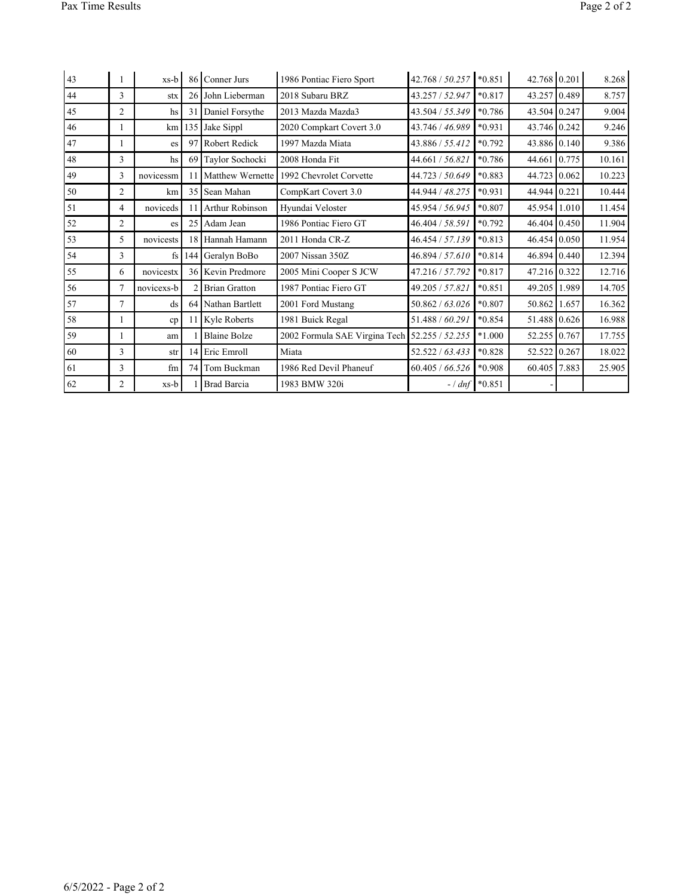| | | | | | | | | | | |
|---|---|---|---|---|---|---|---|---|---|---|
| 43 | 1 | xs-b | 86 | Conner Jurs | 1986 Pontiac Fiero Sport | 42.768 / *50.257* | *0.851 | 42.768 | 0.201 | 8.268 |
| 44 | 3 | stx | 26 | John Lieberman | 2018 Subaru BRZ | 43.257 / *52.947* | *0.817 | 43.257 | 0.489 | 8.757 |
| 45 | 2 | hs | 31 | Daniel Forsythe | 2013 Mazda Mazda3 | 43.504 / *55.349* | *0.786 | 43.504 | 0.247 | 9.004 |
| 46 | 1 | km | 135 | Jake Sippl | 2020 Compkart Covert 3.0 | 43.746 / *46.989* | *0.931 | 43.746 | 0.242 | 9.246 |
| 47 | 1 | es | 97 | Robert Redick | 1997 Mazda Miata | 43.886 / *55.412* | *0.792 | 43.886 | 0.140 | 9.386 |
| 48 | 3 | hs | 69 | Taylor Sochocki | 2008 Honda Fit | 44.661 / *56.821* | *0.786 | 44.661 | 0.775 | 10.161 |
| 49 | 3 | novicessm | 11 | Matthew Wernette | 1992 Chevrolet Corvette | 44.723 / *50.649* | *0.883 | 44.723 | 0.062 | 10.223 |
| 50 | 2 | km | 35 | Sean Mahan | CompKart Covert 3.0 | 44.944 / *48.275* | *0.931 | 44.944 | 0.221 | 10.444 |
| 51 | 4 | noviceds | 11 | Arthur Robinson | Hyundai Veloster | 45.954 / *56.945* | *0.807 | 45.954 | 1.010 | 11.454 |
| 52 | 2 | es | 25 | Adam Jean | 1986 Pontiac Fiero GT | 46.404 / *58.591* | *0.792 | 46.404 | 0.450 | 11.904 |
| 53 | 5 | novicests | 18 | Hannah Hamann | 2011 Honda CR-Z | 46.454 / *57.139* | *0.813 | 46.454 | 0.050 | 11.954 |
| 54 | 3 | fs | 144 | Geralyn BoBo | 2007 Nissan 350Z | 46.894 / *57.610* | *0.814 | 46.894 | 0.440 | 12.394 |
| 55 | 6 | novicestx | 36 | Kevin Predmore | 2005 Mini Cooper S JCW | 47.216 / *57.792* | *0.817 | 47.216 | 0.322 | 12.716 |
| 56 | 7 | novicexs-b | 2 | Brian Gratton | 1987 Pontiac Fiero GT | 49.205 / *57.821* | *0.851 | 49.205 | 1.989 | 14.705 |
| 57 | 7 | ds | 64 | Nathan Bartlett | 2001 Ford Mustang | 50.862 / *63.026* | *0.807 | 50.862 | 1.657 | 16.362 |
| 58 | 1 | cp | 11 | Kyle Roberts | 1981 Buick Regal | 51.488 / *60.291* | *0.854 | 51.488 | 0.626 | 16.988 |
| 59 | 1 | am | 1 | Blaine Bolze | 2002 Formula SAE Virgina Tech | 52.255 / *52.255* | *1.000 | 52.255 | 0.767 | 17.755 |
| 60 | 3 | str | 14 | Eric Emroll | Miata | 52.522 / *63.433* | *0.828 | 52.522 | 0.267 | 18.022 |
| 61 | 3 | fm | 74 | Tom Buckman | 1986 Red Devil Phaneuf | 60.405 / *66.526* | *0.908 | 60.405 | 7.883 | 25.905 |
| 62 | 2 | xs-b | 1 | Brad Barcia | 1983 BMW 320i | - / *dnf* | *0.851 | - | | |